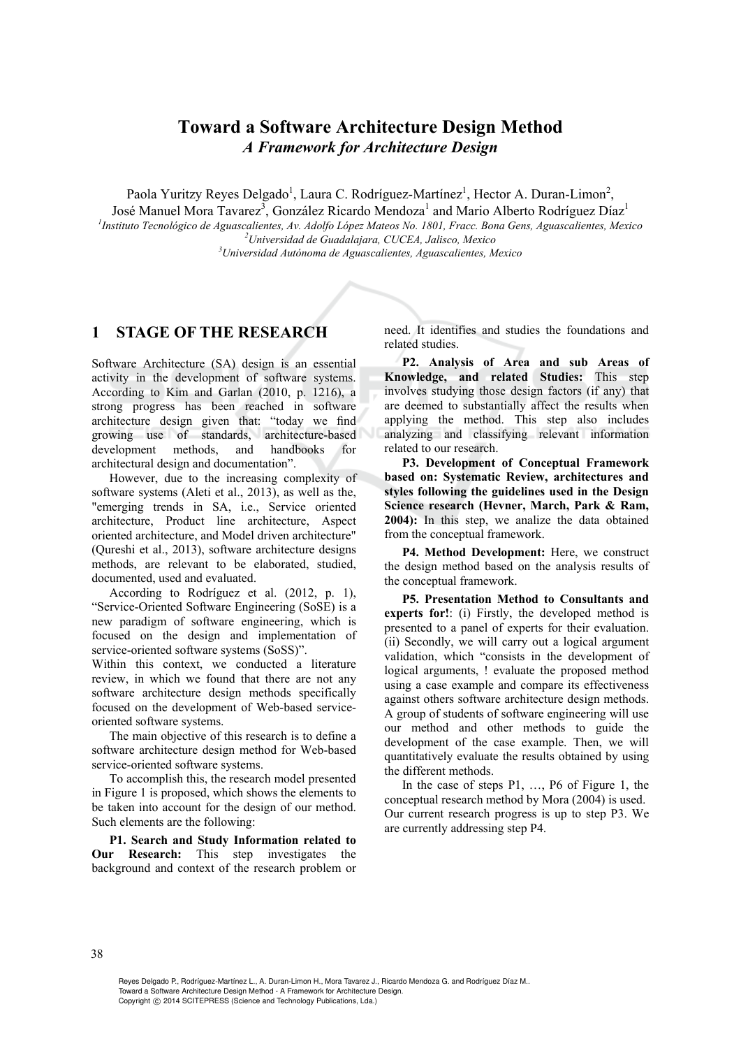# Toward a Software Architecture Design Method

*A Framework for Architecture Design*

Paola Yuritzy Reyes Delgado[1], Laura C. Rodríguez-Martínez[1], Hector A. Duran-Limon[2], José Manuel Mora Tavarez[3], González Ricardo Mendoza[1] and Mario Alberto Rodríguez Díaz[1]

[1] *Instituto Tecnológico de Aguascalientes, Av. Adolfo López Mateos No. 1801, Fracc. Bona Gens, Aguascalientes, Mexico*
[2] *Universidad de Guadalajara, CUCEA, Jalisco, Mexico*
[3] *Universidad Autónoma de Aguascalientes, Aguascalientes, Mexico*

## 1 STAGE OF THE RESEARCH

Software Architecture (SA) design is an essential activity in the development of software systems. According to Kim and Garlan (2010, p. 1216), a strong progress has been reached in software architecture design given that: "today we find growing use of standards, architecture-based development methods, and handbooks for architectural design and documentation".

However, due to the increasing complexity of software systems (Aleti et al., 2013), as well as the, "emerging trends in SA, i.e., Service oriented architecture, Product line architecture, Aspect oriented architecture, and Model driven architecture" (Qureshi et al., 2013), software architecture designs methods, are relevant to be elaborated, studied, documented, used and evaluated.

According to Rodríguez et al. (2012, p. 1), "Service-Oriented Software Engineering (SoSE) is a new paradigm of software engineering, which is focused on the design and implementation of service-oriented software systems (SoSS)".

Within this context, we conducted a literature review, in which we found that there are not any software architecture design methods specifically focused on the development of Web-based service-oriented software systems.

The main objective of this research is to define a software architecture design method for Web-based service-oriented software systems.

To accomplish this, the research model presented in Figure 1 is proposed, which shows the elements to be taken into account for the design of our method. Such elements are the following:

**P1. Search and Study Information related to Our Research:** This step investigates the background and context of the research problem or need. It identifies and studies the foundations and related studies.

**P2. Analysis of Area and sub Areas of Knowledge, and related Studies:** This step involves studying those design factors (if any) that are deemed to substantially affect the results when applying the method. This step also includes analyzing and classifying relevant information related to our research.

**P3. Development of Conceptual Framework based on: Systematic Review, architectures and styles following the guidelines used in the Design Science research (Hevner, March, Park & Ram, 2004):** In this step, we analize the data obtained from the conceptual framework.

**P4. Method Development:** Here, we construct the design method based on the analysis results of the conceptual framework.

**P5. Presentation Method to Consultants and experts for!**: (i) Firstly, the developed method is presented to a panel of experts for their evaluation. (ii) Secondly, we will carry out a logical argument validation, which "consists in the development of logical arguments, ! evaluate the proposed method using a case example and compare its effectiveness against others software architecture design methods. A group of students of software engineering will use our method and other methods to guide the development of the case example. Then, we will quantitatively evaluate the results obtained by using the different methods.

In the case of steps P1, …, P6 of Figure 1, the conceptual research method by Mora (2004) is used. Our current research progress is up to step P3. We are currently addressing step P4.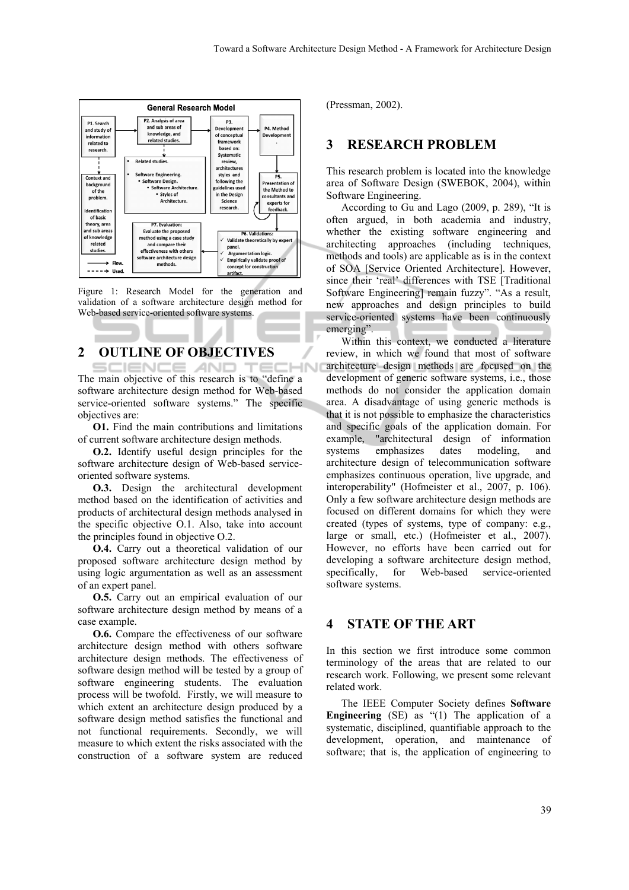Figure 1: Research Model for the generation and validation of a software architecture design method for Web-based service-oriented software systems.

## 2 OUTLINE OF OBJECTIVES

The main objective of this research is to "define a software architecture design method for Web-based service-oriented software systems." The specific objectives are:

**O1.** Find the main contributions and limitations of current software architecture design methods.

**O.2.** Identify useful design principles for the software architecture design of Web-based service-oriented software systems.

**O.3.** Design the architectural development method based on the identification of activities and products of architectural design methods analysed in the specific objective O.1. Also, take into account the principles found in objective O.2.

**O.4.** Carry out a theoretical validation of our proposed software architecture design method by using logic argumentation as well as an assessment of an expert panel.

**O.5.** Carry out an empirical evaluation of our software architecture design method by means of a case example.

**O.6.** Compare the effectiveness of our software architecture design method with others software architecture design methods. The effectiveness of software design method will be tested by a group of software engineering students. The evaluation process will be twofold. Firstly, we will measure to which extent an architecture design produced by a software design method satisfies the functional and not functional requirements. Secondly, we will measure to which extent the risks associated with the construction of a software system are reduced (Pressman, 2002).

## 3 RESEARCH PROBLEM

This research problem is located into the knowledge area of Software Design (SWEBOK, 2004), within Software Engineering.

According to Gu and Lago (2009, p. 289), "It is often argued, in both academia and industry, whether the existing software engineering and architecting approaches (including techniques, methods and tools) are applicable as is in the context of SOA [Service Oriented Architecture]. However, since their 'real' differences with TSE [Traditional Software Engineering] remain fuzzy". "As a result, new approaches and design principles to build service-oriented systems have been continuously emerging".

Within this context, we conducted a literature review, in which we found that most of software architecture design methods are focused on the development of generic software systems, i.e., those methods do not consider the application domain area. A disadvantage of using generic methods is that it is not possible to emphasize the characteristics and specific goals of the application domain. For example, "architectural design of information systems emphasizes dates modeling, and architecture design of telecommunication software emphasizes continuous operation, live upgrade, and interoperability" (Hofmeister et al., 2007, p. 106). Only a few software architecture design methods are focused on different domains for which they were created (types of systems, type of company: e.g., large or small, etc.) (Hofmeister et al., 2007). However, no efforts have been carried out for developing a software architecture design method, specifically, for Web-based service-oriented software systems.

## 4 STATE OF THE ART

In this section we first introduce some common terminology of the areas that are related to our research work. Following, we present some relevant related work.

The IEEE Computer Society defines **Software Engineering** (SE) as "(1) The application of a systematic, disciplined, quantifiable approach to the development, operation, and maintenance of software; that is, the application of engineering to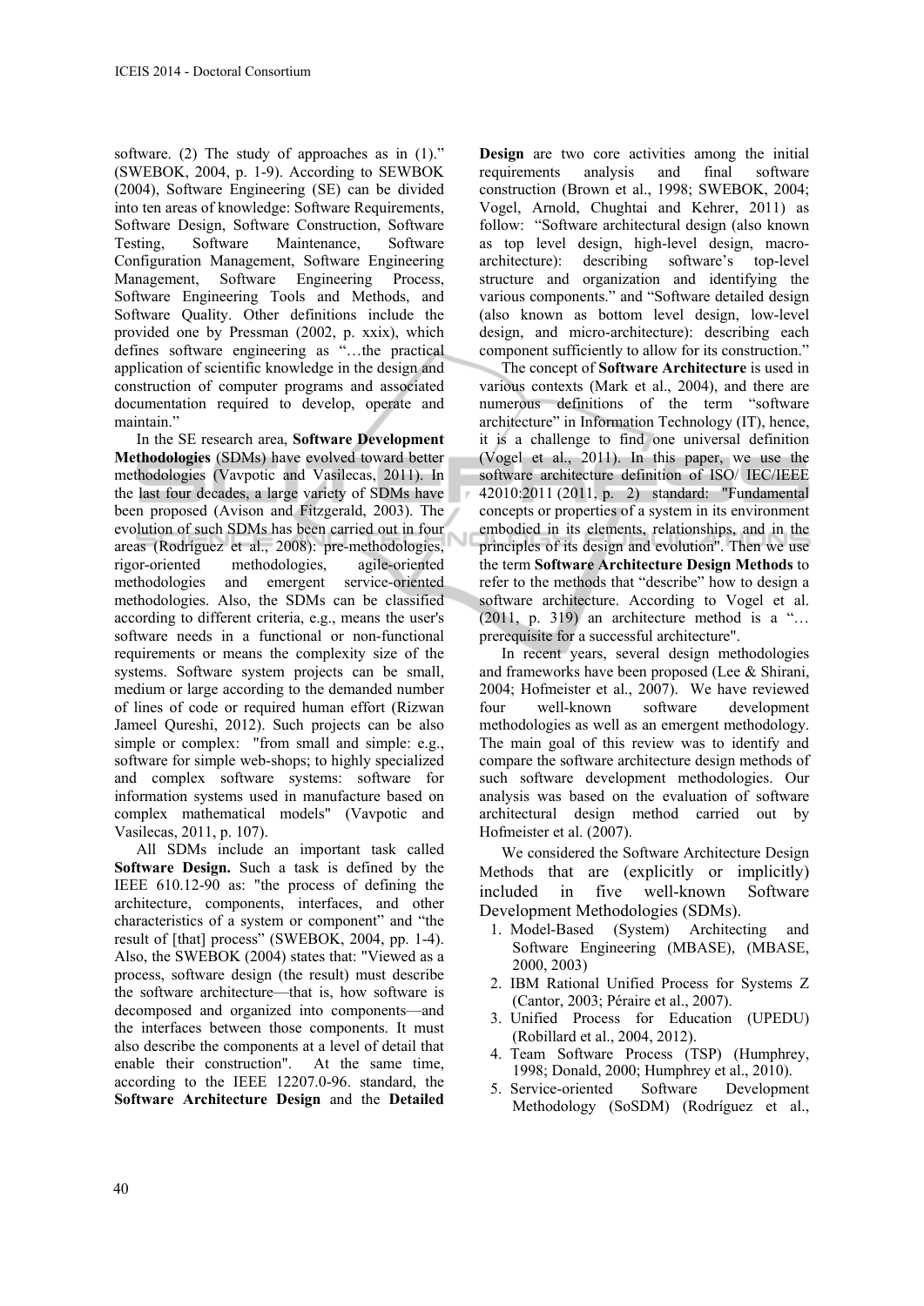software. (2) The study of approaches as in (1)." (SWEBOK, 2004, p. 1-9). According to SEWBOK (2004), Software Engineering (SE) can be divided into ten areas of knowledge: Software Requirements, Software Design, Software Construction, Software Testing, Software Maintenance, Software Configuration Management, Software Engineering Management, Software Engineering Process, Software Engineering Tools and Methods, and Software Quality. Other definitions include the provided one by Pressman (2002, p. xxix), which defines software engineering as "…the practical application of scientific knowledge in the design and construction of computer programs and associated documentation required to develop, operate and maintain."

In the SE research area, **Software Development Methodologies** (SDMs) have evolved toward better methodologies (Vavpotic and Vasilecas, 2011). In the last four decades, a large variety of SDMs have been proposed (Avison and Fitzgerald, 2003). The evolution of such SDMs has been carried out in four areas (Rodríguez et al., 2008): pre-methodologies, rigor-oriented methodologies, agile-oriented methodologies and emergent service-oriented methodologies. Also, the SDMs can be classified according to different criteria, e.g., means the user's software needs in a functional or non-functional requirements or means the complexity size of the systems. Software system projects can be small, medium or large according to the demanded number of lines of code or required human effort (Rizwan Jameel Qureshi, 2012). Such projects can be also simple or complex: "from small and simple: e.g., software for simple web-shops; to highly specialized and complex software systems: software for information systems used in manufacture based on complex mathematical models" (Vavpotic and Vasilecas, 2011, p. 107).

All SDMs include an important task called **Software Design.** Such a task is defined by the IEEE 610.12-90 as: "the process of defining the architecture, components, interfaces, and other characteristics of a system or component" and "the result of [that] process" (SWEBOK, 2004, pp. 1-4). Also, the SWEBOK (2004) states that: "Viewed as a process, software design (the result) must describe the software architecture—that is, how software is decomposed and organized into components—and the interfaces between those components. It must also describe the components at a level of detail that enable their construction". At the same time, according to the IEEE 12207.0-96. standard, the **Software Architecture Design** and the **Detailed Design** are two core activities among the initial requirements analysis and final software construction (Brown et al., 1998; SWEBOK, 2004; Vogel, Arnold, Chughtai and Kehrer, 2011) as follow: "Software architectural design (also known as top level design, high-level design, macro-architecture): describing software's top-level structure and organization and identifying the various components." and "Software detailed design (also known as bottom level design, low-level design, and micro-architecture): describing each component sufficiently to allow for its construction."

The concept of **Software Architecture** is used in various contexts (Mark et al., 2004), and there are numerous definitions of the term "software architecture" in Information Technology (IT), hence, it is a challenge to find one universal definition (Vogel et al., 2011). In this paper, we use the software architecture definition of ISO/ IEC/IEEE 42010:2011 (2011, p. 2) standard: "Fundamental concepts or properties of a system in its environment embodied in its elements, relationships, and in the principles of its design and evolution". Then we use the term **Software Architecture Design Methods** to refer to the methods that "describe" how to design a software architecture. According to Vogel et al. (2011, p. 319) an architecture method is a "… prerequisite for a successful architecture".

In recent years, several design methodologies and frameworks have been proposed (Lee & Shirani, 2004; Hofmeister et al., 2007). We have reviewed four well-known software development methodologies as well as an emergent methodology. The main goal of this review was to identify and compare the software architecture design methods of such software development methodologies. Our analysis was based on the evaluation of software architectural design method carried out by Hofmeister et al. (2007).

We considered the Software Architecture Design Methods that are (explicitly or implicitly) included in five well-known Software Development Methodologies (SDMs).

1. Model-Based (System) Architecting and Software Engineering (MBASE), (MBASE, 2000, 2003)
2. IBM Rational Unified Process for Systems Z (Cantor, 2003; Péraire et al., 2007).
3. Unified Process for Education (UPEDU) (Robillard et al., 2004, 2012).
4. Team Software Process (TSP) (Humphrey, 1998; Donald, 2000; Humphrey et al., 2010).
5. Service-oriented Software Development Methodology (SoSDM) (Rodríguez et al.,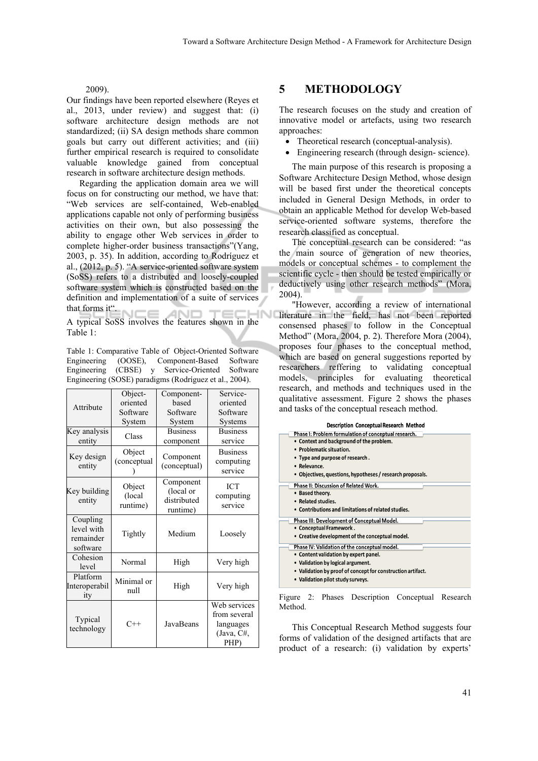2009).

Our findings have been reported elsewhere (Reyes et al., 2013, under review) and suggest that: (i) software architecture design methods are not standardized; (ii) SA design methods share common goals but carry out different activities; and (iii) further empirical research is required to consolidate valuable knowledge gained from conceptual research in software architecture design methods.

Regarding the application domain area we will focus on for constructing our method, we have that: "Web services are self-contained, Web-enabled applications capable not only of performing business activities on their own, but also possessing the ability to engage other Web services in order to complete higher-order business transactions"(Yang, 2003, p. 35). In addition, according to Rodríguez et al., (2012, p. 5). "A service-oriented software system (SoSS) refers to a distributed and loosely-coupled software system which is constructed based on the definition and implementation of a suite of services that forms it".

A typical SoSS involves the features shown in the Table 1:

Table 1: Comparative Table of Object-Oriented Software Engineering (OOSE), Component-Based Software Engineering (CBSE) y Service-Oriented Software Engineering (SOSE) paradigms (Rodríguez et al., 2004).

| Attribute | Object-oriented Software System | Component-based Software System | Service-oriented Software Systems |
|---|---|---|---|
| Key analysis entity | Class | Business component | Business service |
| Key design entity | Object (conceptual) | Component (conceptual) | Business computing service |
| Key building entity | Object (local runtime) | Component (local or distributed runtime) | ICT computing service |
| Coupling level with remainder software | Tightly | Medium | Loosely |
| Cohesion level | Normal | High | Very high |
| Platform Interoperability | Minimal or null | High | Very high |
| Typical technology | C++ | JavaBeans | Web services from several languages (Java, C#, PHP) |

## 5 METHODOLOGY

The research focuses on the study and creation of innovative model or artefacts, using two research approaches:

- Theoretical research (conceptual-analysis).
- Engineering research (through design- science).

The main purpose of this research is proposing a Software Architecture Design Method, whose design will be based first under the theoretical concepts included in General Design Methods, in order to obtain an applicable Method for develop Web-based service-oriented software systems, therefore the research classified as conceptual.

The conceptual research can be considered: "as the main source of generation of new theories, models or conceptual schemes - to complement the scientific cycle - then should be tested empirically or deductively using other research methods" (Mora, 2004).

"However, according a review of international literature in the field, has not been reported consensed phases to follow in the Conceptual Method" (Mora, 2004, p. 2). Therefore Mora (2004), proposes four phases to the conceptual method, which are based on general suggestions reported by researchers reffering to validating conceptual models, principles for evaluating theoretical research, and methods and techniques used in the qualitative assessment. Figure 2 shows the phases and tasks of the conceptual reseach method.

**Description Conceptual Research Method**

**Phase I: Problem formulation of conceptual research.**
- Context and background of the problem.
- Problematic situation.
- Type and purpose of research .
- Relevance.
- Objectives, questions, hypotheses / research proposals.

**Phase II: Discussion of Related Work.**
- Based theory.
- Related studies.
- Contributions and limitations of related studies.

**Phase III: Development of Conceptual Model.**
- Conceptual Framework .
- Creative development of the conceptual model.

**Phase IV: Validation of the conceptual model.**
- Content validation by expert panel.
- Validation by logical argument.
- Validation by proof of concept for construction artifact.
- Validation pilot study surveys.

Figure 2: Phases Description Conceptual Research Method.

This Conceptual Research Method suggests four forms of validation of the designed artifacts that are product of a research: (i) validation by experts'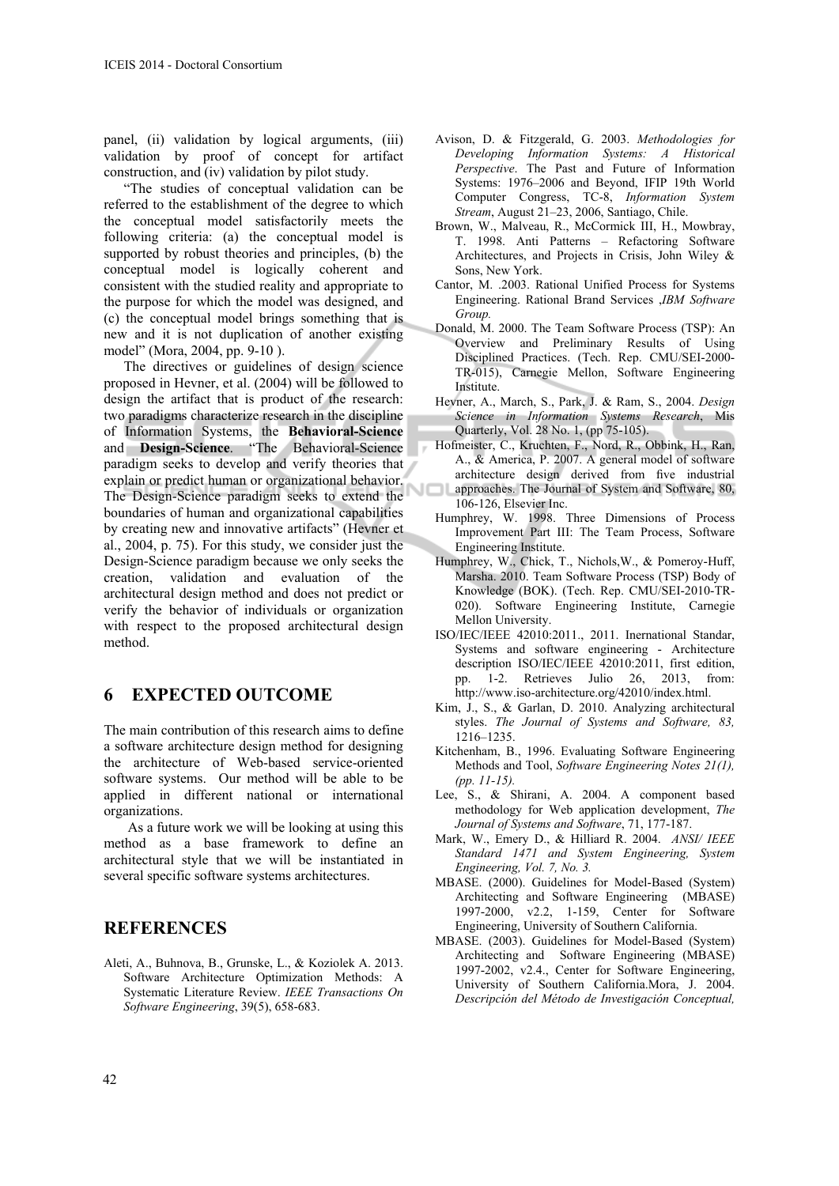panel, (ii) validation by logical arguments, (iii) validation by proof of concept for artifact construction, and (iv) validation by pilot study.

"The studies of conceptual validation can be referred to the establishment of the degree to which the conceptual model satisfactorily meets the following criteria: (a) the conceptual model is supported by robust theories and principles, (b) the conceptual model is logically coherent and consistent with the studied reality and appropriate to the purpose for which the model was designed, and (c) the conceptual model brings something that is new and it is not duplication of another existing model" (Mora, 2004, pp. 9-10 ).

The directives or guidelines of design science proposed in Hevner, et al. (2004) will be followed to design the artifact that is product of the research: two paradigms characterize research in the discipline of Information Systems, the **Behavioral-Science** and **Design-Science**. "The Behavioral-Science paradigm seeks to develop and verify theories that explain or predict human or organizational behavior. The Design-Science paradigm seeks to extend the boundaries of human and organizational capabilities by creating new and innovative artifacts" (Hevner et al., 2004, p. 75). For this study, we consider just the Design-Science paradigm because we only seeks the creation, validation and evaluation of the architectural design method and does not predict or verify the behavior of individuals or organization with respect to the proposed architectural design method.

## 6 EXPECTED OUTCOME

The main contribution of this research aims to define a software architecture design method for designing the architecture of Web-based service-oriented software systems. Our method will be able to be applied in different national or international organizations.

As a future work we will be looking at using this method as a base framework to define an architectural style that we will be instantiated in several specific software systems architectures.

## REFERENCES

Aleti, A., Buhnova, B., Grunske, L., & Koziolek A. 2013. Software Architecture Optimization Methods: A Systematic Literature Review. *IEEE Transactions On Software Engineering*, 39(5), 658-683.

Avison, D. & Fitzgerald, G. 2003. *Methodologies for Developing Information Systems: A Historical Perspective*. The Past and Future of Information Systems: 1976–2006 and Beyond, IFIP 19th World Computer Congress, TC-8, *Information System Stream*, August 21–23, 2006, Santiago, Chile.

Brown, W., Malveau, R., McCormick III, H., Mowbray, T. 1998. Anti Patterns – Refactoring Software Architectures, and Projects in Crisis, John Wiley & Sons, New York.

Cantor, M. .2003. Rational Unified Process for Systems Engineering. Rational Brand Services ,*IBM Software Group.*

Donald, M. 2000. The Team Software Process (TSP): An Overview and Preliminary Results of Using Disciplined Practices. (Tech. Rep. CMU/SEI-2000-TR-015), Carnegie Mellon, Software Engineering Institute.

Hevner, A., March, S., Park, J. & Ram, S., 2004. *Design Science in Information Systems Research*, Mis Quarterly, Vol. 28 No. 1, (pp 75-105).

Hofmeister, C., Kruchten, F., Nord, R., Obbink, H., Ran, A., & America, P. 2007. A general model of software architecture design derived from five industrial approaches. The Journal of System and Software, 80, 106-126, Elsevier Inc.

Humphrey, W. 1998. Three Dimensions of Process Improvement Part III: The Team Process, Software Engineering Institute.

Humphrey, W., Chick, T., Nichols,W., & Pomeroy-Huff, Marsha. 2010. Team Software Process (TSP) Body of Knowledge (BOK). (Tech. Rep. CMU/SEI-2010-TR-020). Software Engineering Institute, Carnegie Mellon University.

ISO/IEC/IEEE 42010:2011., 2011. Inernational Standar, Systems and software engineering - Architecture description ISO/IEC/IEEE 42010:2011, first edition, pp. 1-2. Retrieves Julio 26, 2013, from: http://www.iso-architecture.org/42010/index.html.

Kim, J., S., & Garlan, D. 2010. Analyzing architectural styles. *The Journal of Systems and Software, 83,* 1216–1235.

Kitchenham, B., 1996. Evaluating Software Engineering Methods and Tool, *Software Engineering Notes 21(1), (pp. 11-15).*

Lee, S., & Shirani, A. 2004. A component based methodology for Web application development, *The Journal of Systems and Software*, 71, 177-187.

Mark, W., Emery D., & Hilliard R. 2004. *ANSI/ IEEE Standard 1471 and System Engineering, System Engineering, Vol. 7, No. 3.*

MBASE. (2000). Guidelines for Model-Based (System) Architecting and Software Engineering (MBASE) 1997-2000, v2.2, 1-159, Center for Software Engineering, University of Southern California.

MBASE. (2003). Guidelines for Model-Based (System) Architecting and Software Engineering (MBASE) 1997-2002, v2.4., Center for Software Engineering, University of Southern California.Mora, J. 2004. *Descripción del Método de Investigación Conceptual,*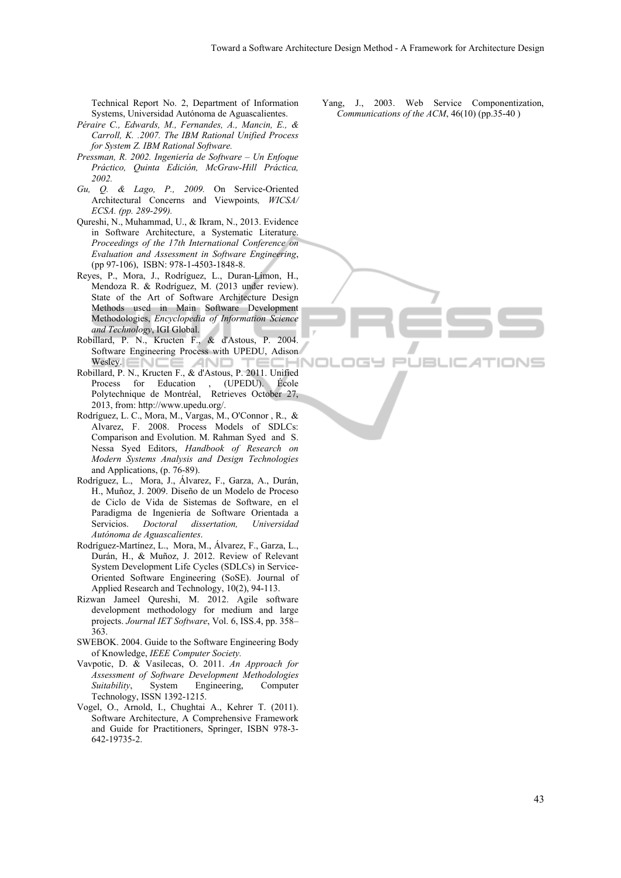Technical Report No. 2, Department of Information Systems, Universidad Autónoma de Aguascalientes.

*Péraire C., Edwards, M., Fernandes, A., Mancin, E., & Carroll, K. .2007. The IBM Rational Unified Process for System Z. IBM Rational Software.*

*Pressman, R. 2002. Ingeniería de Software – Un Enfoque Práctico, Quinta Edición, McGraw-Hill Práctica, 2002.*

*Gu, Q. & Lago, P., 2009.* On Service-Oriented Architectural Concerns and Viewpoints*, WICSA/ ECSA. (pp. 289-299).*

Qureshi, N., Muhammad, U., & Ikram, N., 2013. Evidence in Software Architecture, a Systematic Literature. *Proceedings of the 17th International Conference on Evaluation and Assessment in Software Engineering*, (pp 97-106), ISBN: 978-1-4503-1848-8.

Reyes, P., Mora, J., Rodríguez, L., Duran-Limon, H., Mendoza R. & Rodríguez, M. (2013 under review). State of the Art of Software Architecture Design Methods used in Main Software Development Methodologies, *Encyclopedia of Information Science and Technology*, IGI Global.

Robillard, P. N., Kructen F., & d'Astous, P. 2004. Software Engineering Process with UPEDU, Adison Wesley.

Robillard, P. N., Kructen F., & d'Astous, P. 2011. Unified Process for Education , (UPEDU). École Polytechnique de Montréal, Retrieves October 27, 2013, from: http://www.upedu.org/.

Rodríguez, L. C., Mora, M., Vargas, M., O'Connor , R., & Alvarez, F. 2008. Process Models of SDLCs: Comparison and Evolution. M. Rahman Syed and S. Nessa Syed Editors, *Handbook of Research on Modern Systems Analysis and Design Technologies* and Applications, (p. 76-89).

Rodríguez, L., Mora, J., Álvarez, F., Garza, A., Durán, H., Muñoz, J. 2009. Diseño de un Modelo de Proceso de Ciclo de Vida de Sistemas de Software, en el Paradigma de Ingeniería de Software Orientada a Servicios. *Doctoral dissertation, Universidad Autónoma de Aguascalientes*.

Rodríguez-Martínez, L., Mora, M., Álvarez, F., Garza, L., Durán, H., & Muñoz, J. 2012. Review of Relevant System Development Life Cycles (SDLCs) in Service-Oriented Software Engineering (SoSE). Journal of Applied Research and Technology, 10(2), 94-113.

Rizwan Jameel Qureshi, M. 2012. Agile software development methodology for medium and large projects. *Journal IET Software*, Vol. 6, ISS.4, pp. 358–363.

SWEBOK. 2004. Guide to the Software Engineering Body of Knowledge, *IEEE Computer Society.*

Vavpotic, D. & Vasilecas, O. 2011. *An Approach for Assessment of Software Development Methodologies Suitability*, System Engineering, Computer Technology, ISSN 1392-1215.

Vogel, O., Arnold, I., Chughtai A., Kehrer T. (2011). Software Architecture, A Comprehensive Framework and Guide for Practitioners, Springer, ISBN 978-3-642-19735-2.

Yang, J., 2003. Web Service Componentization, *Communications of the ACM*, 46(10) (pp.35-40 )